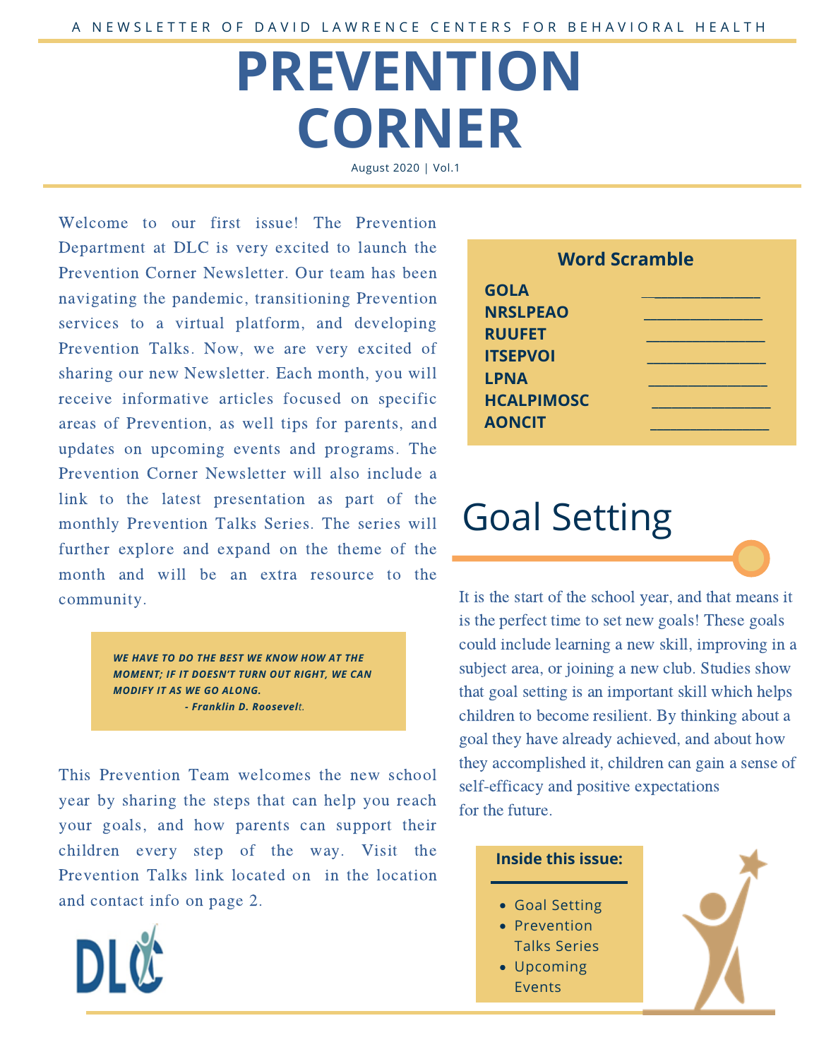A NEWSLETTER OF DAVID LAWRENCE CENTERS FOR BEHAVIORAL HEALTH

# PREVENTION CORNER

August 2020 | Vol.1

Welcome to our first issue! The Prevention Department at DLC is very excited to launch the Prevention Corner Newsletter. Our team has been navigating the pandemic, transitioning Prevention services to a virtual platform, and developing Prevention Talks. Now, we are very excited of sharing our new Newsletter. Each month, you will receive informative articles focused on specific areas of Prevention, as well tips for parents, and updates on upcoming events and programs. The Prevention Corner Newsletter will also include a link to the latest presentation as part of the monthly Prevention Talks Series. The series will further explore and expand on the theme of the month and will be an extra resource to the community.

> ***WE HAVE TO DO THE BEST WE KNOW HOW AT THE MOMENT; IF IT DOESN'T TURN OUT RIGHT, WE CAN MODIFY IT AS WE GO ALONG.***
> ***- Franklin D. Roosevelt.***

This Prevention Team welcomes the new school year by sharing the steps that can help you reach your goals, and how parents can support their children every step of the way. Visit the Prevention Talks link located on in the location and contact info on page 2.

DLC

### Word Scramble

**GOLA** ______________
**NRSLPEAO** ______________
**RUUFET** ______________
**ITSEPVOI** ______________
**LPNA** ______________
**HCALPIMOSC** ______________
**AONCIT** ______________

## Goal Setting

It is the start of the school year, and that means it is the perfect time to set new goals! These goals could include learning a new skill, improving in a subject area, or joining a new club. Studies show that goal setting is an important skill which helps children to become resilient. By thinking about a goal they have already achieved, and about how they accomplished it, children can gain a sense of self-efficacy and positive expectations for the future.

**Inside this issue:**

- Goal Setting
- Prevention Talks Series
- Upcoming Events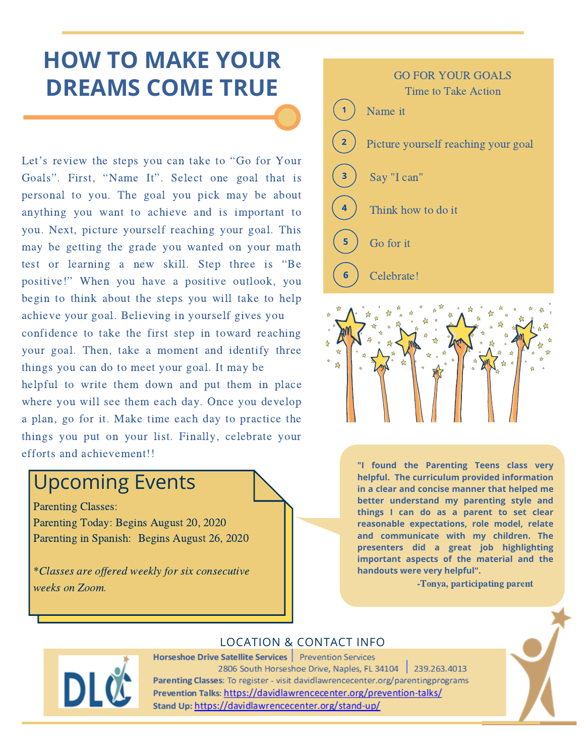# HOW TO MAKE YOUR DREAMS COME TRUE

Let's review the steps you can take to "Go for Your Goals". First, "Name It". Select one goal that is personal to you. The goal you pick may be about anything you want to achieve and is important to you. Next, picture yourself reaching your goal. This may be getting the grade you wanted on your math test or learning a new skill. Step three is "Be positive!" When you have a positive outlook, you begin to think about the steps you will take to help achieve your goal. Believing in yourself gives you confidence to take the first step in toward reaching your goal. Then, take a moment and identify three things you can do to meet your goal. It may be helpful to write them down and put them in place where you will see them each day. Once you develop a plan, go for it. Make time each day to practice the things you put on your list. Finally, celebrate your efforts and achievement!!

## GO FOR YOUR GOALS

Time to Take Action

1. Name it
2. Picture yourself reaching your goal
3. Say "I can"
4. Think how to do it
5. Go for it
6. Celebrate!

## Upcoming Events

Parenting Classes:

Parenting Today: Begins August 20, 2020

Parenting in Spanish: Begins August 26, 2020

*\*Classes are offered weekly for six consecutive weeks on Zoom.*

**"I found the Parenting Teens class very helpful. The curriculum provided information in a clear and concise manner that helped me better understand my parenting style and things I can do as a parent to set clear reasonable expectations, role model, relate and communicate with my children. The presenters did a great job highlighting important aspects of the material and the handouts were very helpful".**

**-Tonya, participating parent**

## LOCATION & CONTACT INFO

**Horseshoe Drive Satellite Services** | Prevention Services

2806 South Horseshoe Drive, Naples, FL 34104 | 239.263.4013

**Parenting Classes:** To register - visit davidlawrencecenter.org/parentingprograms

**Prevention Talks:** https://davidlawrencecenter.org/prevention-talks/

**Stand Up:** https://davidlawrencecenter.org/stand-up/